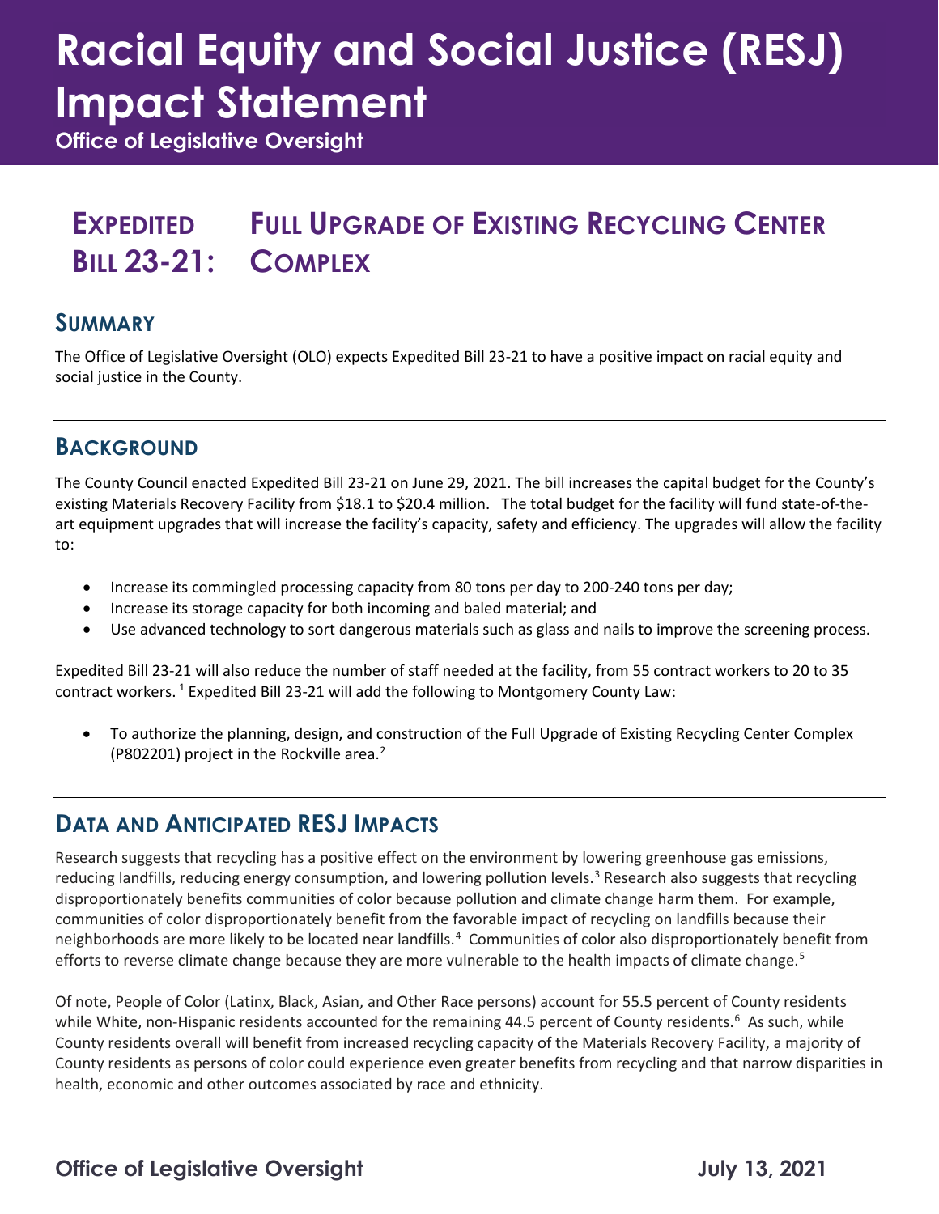# Racial Equity and Social Justice (RESJ) Impact Statement

**Office of Legislative Oversight**

## Expedited Bill 23-21: Full Upgrade of Existing Recycling Center Complex

### Summary

The Office of Legislative Oversight (OLO) expects Expedited Bill 23-21 to have a positive impact on racial equity and social justice in the County.

### Background

The County Council enacted Expedited Bill 23-21 on June 29, 2021. The bill increases the capital budget for the County's existing Materials Recovery Facility from $18.1 to $20.4 million. The total budget for the facility will fund state-of-the-art equipment upgrades that will increase the facility's capacity, safety and efficiency. The upgrades will allow the facility to:

- Increase its commingled processing capacity from 80 tons per day to 200-240 tons per day;
- Increase its storage capacity for both incoming and baled material; and
- Use advanced technology to sort dangerous materials such as glass and nails to improve the screening process.

Expedited Bill 23-21 will also reduce the number of staff needed at the facility, from 55 contract workers to 20 to 35 contract workers. [1] Expedited Bill 23-21 will add the following to Montgomery County Law:

- To authorize the planning, design, and construction of the Full Upgrade of Existing Recycling Center Complex (P802201) project in the Rockville area.[2]

### Data and Anticipated RESJ Impacts

Research suggests that recycling has a positive effect on the environment by lowering greenhouse gas emissions, reducing landfills, reducing energy consumption, and lowering pollution levels.[3] Research also suggests that recycling disproportionately benefits communities of color because pollution and climate change harm them. For example, communities of color disproportionately benefit from the favorable impact of recycling on landfills because their neighborhoods are more likely to be located near landfills.[4] Communities of color also disproportionately benefit from efforts to reverse climate change because they are more vulnerable to the health impacts of climate change.[5]

Of note, People of Color (Latinx, Black, Asian, and Other Race persons) account for 55.5 percent of County residents while White, non-Hispanic residents accounted for the remaining 44.5 percent of County residents.[6] As such, while County residents overall will benefit from increased recycling capacity of the Materials Recovery Facility, a majority of County residents as persons of color could experience even greater benefits from recycling and that narrow disparities in health, economic and other outcomes associated by race and ethnicity.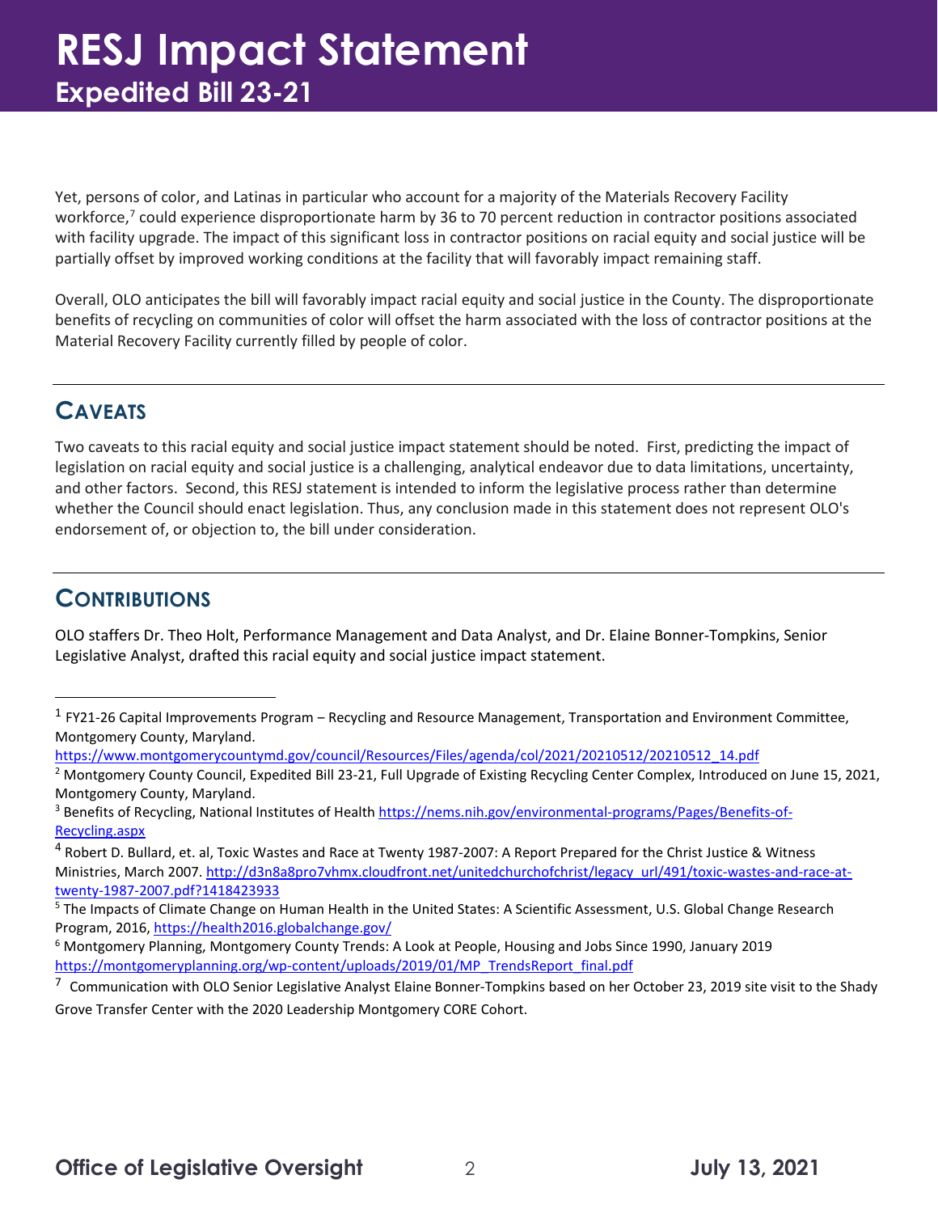Yet, persons of color, and Latinas in particular who account for a majority of the Materials Recovery Facility workforce,[7] could experience disproportionate harm by 36 to 70 percent reduction in contractor positions associated with facility upgrade. The impact of this significant loss in contractor positions on racial equity and social justice will be partially offset by improved working conditions at the facility that will favorably impact remaining staff.

Overall, OLO anticipates the bill will favorably impact racial equity and social justice in the County. The disproportionate benefits of recycling on communities of color will offset the harm associated with the loss of contractor positions at the Material Recovery Facility currently filled by people of color.

## Caveats

Two caveats to this racial equity and social justice impact statement should be noted. First, predicting the impact of legislation on racial equity and social justice is a challenging, analytical endeavor due to data limitations, uncertainty, and other factors. Second, this RESJ statement is intended to inform the legislative process rather than determine whether the Council should enact legislation. Thus, any conclusion made in this statement does not represent OLO's endorsement of, or objection to, the bill under consideration.

## Contributions

OLO staffers Dr. Theo Holt, Performance Management and Data Analyst, and Dr. Elaine Bonner-Tompkins, Senior Legislative Analyst, drafted this racial equity and social justice impact statement.

---

[1] FY21-26 Capital Improvements Program – Recycling and Resource Management, Transportation and Environment Committee, Montgomery County, Maryland. https://www.montgomerycountymd.gov/council/Resources/Files/agenda/col/2021/20210512/20210512_14.pdf

[2] Montgomery County Council, Expedited Bill 23-21, Full Upgrade of Existing Recycling Center Complex, Introduced on June 15, 2021, Montgomery County, Maryland.

[3] Benefits of Recycling, National Institutes of Health https://nems.nih.gov/environmental-programs/Pages/Benefits-of-Recycling.aspx

[4] Robert D. Bullard, et. al, Toxic Wastes and Race at Twenty 1987-2007: A Report Prepared for the Christ Justice & Witness Ministries, March 2007. http://d3n8a8pro7vhmx.cloudfront.net/unitedchurchofchrist/legacy_url/491/toxic-wastes-and-race-at-twenty-1987-2007.pdf?1418423933

[5] The Impacts of Climate Change on Human Health in the United States: A Scientific Assessment, U.S. Global Change Research Program, 2016, https://health2016.globalchange.gov/

[6] Montgomery Planning, Montgomery County Trends: A Look at People, Housing and Jobs Since 1990, January 2019 https://montgomeryplanning.org/wp-content/uploads/2019/01/MP_TrendsReport_final.pdf

[7] Communication with OLO Senior Legislative Analyst Elaine Bonner-Tompkins based on her October 23, 2019 site visit to the Shady Grove Transfer Center with the 2020 Leadership Montgomery CORE Cohort.